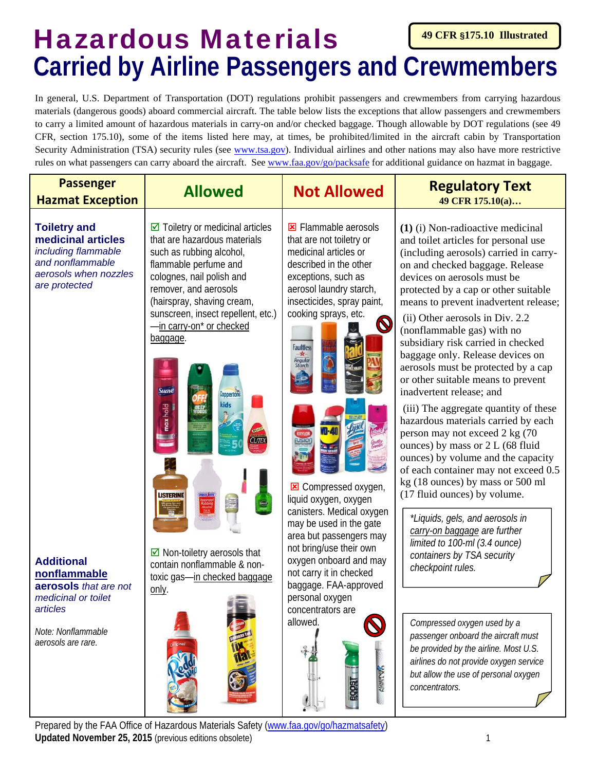# Hazardous Materials Carried by Airline Passengers and Crewmembers

**49 CFR §175.10 Illustrated**

In general, U.S. Department of Transportation (DOT) regulations prohibit passengers and crewmembers from carrying hazardous materials (dangerous goods) aboard commercial aircraft. The table below lists the exceptions that allow passengers and crewmembers to carry a limited amount of hazardous materials in carry-on and/or checked baggage. Though allowable by DOT regulations (see 49 CFR, section 175.10), some of the items listed here may, at times, be prohibited/limited in the aircraft cabin by Transportation Security Administration (TSA) security rules (see www.tsa.gov). Individual airlines and other nations may also have more restrictive rules on what passengers can carry aboard the aircraft. See www.faa.gov/go/packsafe for additional guidance on hazmat in baggage.

| Passenger Hazmat Exception | Allowed | Not Allowed | Regulatory Text 49 CFR 175.10(a)… |
|---|---|---|---|
| **Toiletry and medicinal articles** *including flammable and nonflammable aerosols when nozzles are protected* | ☑ Toiletry or medicinal articles that are hazardous materials such as rubbing alcohol, flammable perfume and colognes, nail polish and remover, and aerosols (hairspray, shaving cream, sunscreen, insect repellent, etc.)—in carry-on* or checked baggage. | ☒ Flammable aerosols that are not toiletry or medicinal articles or described in the other exceptions, such as aerosol laundry starch, insecticides, spray paint, cooking sprays, etc. | **(1)** (i) Non-radioactive medicinal and toilet articles for personal use (including aerosols) carried in carry-on and checked baggage. Release devices on aerosols must be protected by a cap or other suitable means to prevent inadvertent release; (ii) Other aerosols in Div. 2.2 (nonflammable gas) with no subsidiary risk carried in checked baggage only. Release devices on aerosols must be protected by a cap or other suitable means to prevent inadvertent release; and (iii) The aggregate quantity of these hazardous materials carried by each person may not exceed 2 kg (70 ounces) by mass or 2 L (68 fluid ounces) by volume and the capacity of each container may not exceed 0.5 kg (18 ounces) by mass or 500 ml (17 fluid ounces) by volume. |
| **Additional nonflammable aerosols** *that are not medicinal or toilet articles* *Note: Nonflammable aerosols are rare.* | ☑ Non-toiletry aerosols that contain nonflammable & non-toxic gas—in checked baggage only. | ☒ Compressed oxygen, liquid oxygen, oxygen canisters. Medical oxygen may be used in the gate area but passengers may not bring/use their own oxygen onboard and may not carry it in checked baggage. FAA-approved personal oxygen concentrators are allowed. | *\*Liquids, gels, and aerosols in carry-on baggage are further limited to 100-ml (3.4 ounce) containers by TSA security checkpoint rules.* *Compressed oxygen used by a passenger onboard the aircraft must be provided by the airline. Most U.S. airlines do not provide oxygen service but allow the use of personal oxygen concentrators.* |

Prepared by the FAA Office of Hazardous Materials Safety (www.faa.gov/go/hazmatsafety)
**Updated November 25, 2015** (previous editions obsolete)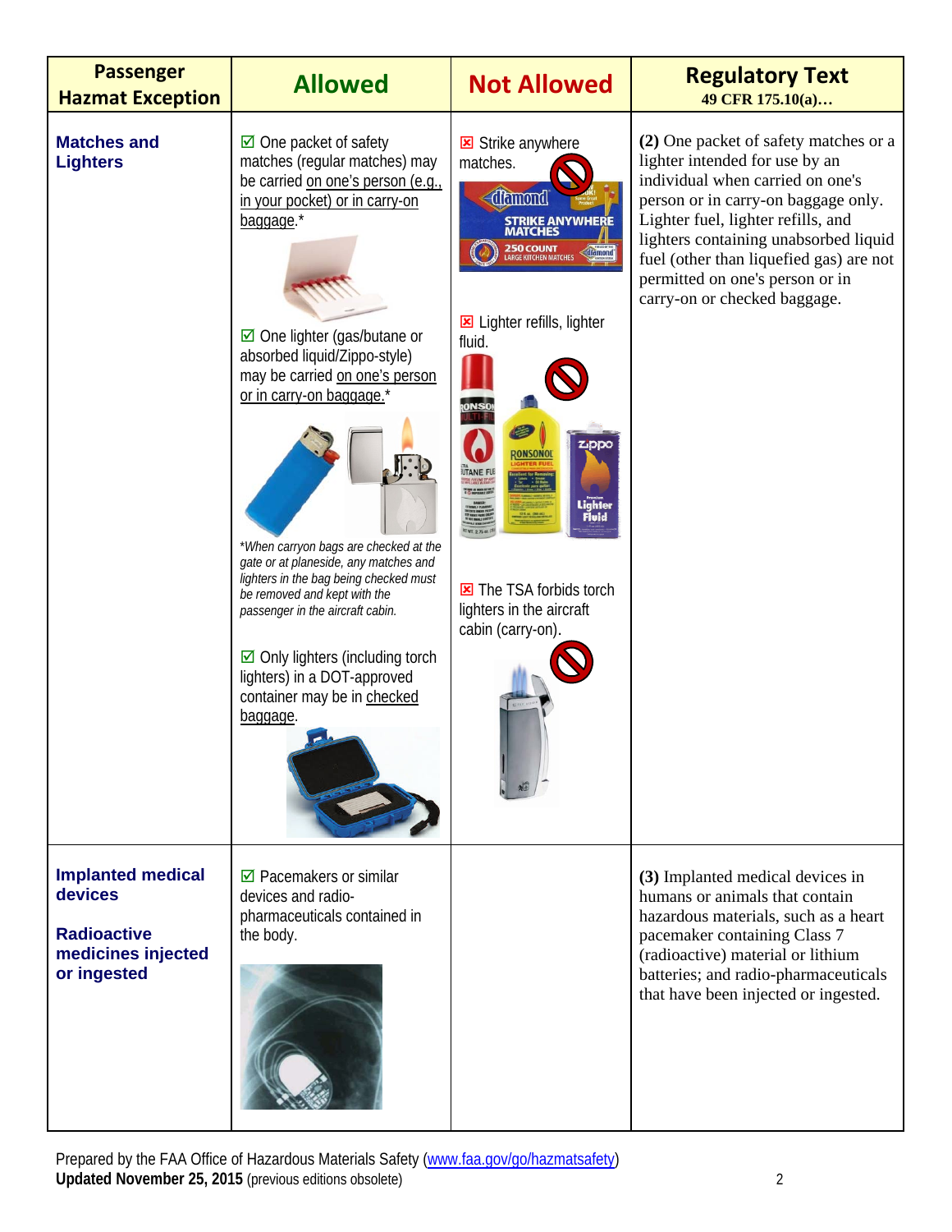| Passenger Hazmat Exception | Allowed | Not Allowed | Regulatory Text 49 CFR 175.10(a)… |
|---|---|---|---|
| **Matches and Lighters** | ☑ One packet of safety matches (regular matches) may be carried on one's person (e.g., in your pocket) or in carry-on baggage.*<br><br>☑ One lighter (gas/butane or absorbed liquid/Zippo-style) may be carried on one's person or in carry-on baggage.*<br><br>*\*When carryon bags are checked at the gate or at planeside, any matches and lighters in the bag being checked must be removed and kept with the passenger in the aircraft cabin.*<br><br>☑ Only lighters (including torch lighters) in a DOT-approved container may be in checked baggage. | ☒ Strike anywhere matches.<br><br>☒ Lighter refills, lighter fluid.<br><br>☒ The TSA forbids torch lighters in the aircraft cabin (carry-on). | **(2)** One packet of safety matches or a lighter intended for use by an individual when carried on one's person or in carry-on baggage only. Lighter fuel, lighter refills, and lighters containing unabsorbed liquid fuel (other than liquefied gas) are not permitted on one's person or in carry-on or checked baggage. |
| **Implanted medical devices**<br><br>**Radioactive medicines injected or ingested** | ☑ Pacemakers or similar devices and radio-pharmaceuticals contained in the body. | | **(3)** Implanted medical devices in humans or animals that contain hazardous materials, such as a heart pacemaker containing Class 7 (radioactive) material or lithium batteries; and radio-pharmaceuticals that have been injected or ingested. |

Prepared by the FAA Office of Hazardous Materials Safety (www.faa.gov/go/hazmatsafety)
**Updated November 25, 2015** (previous editions obsolete)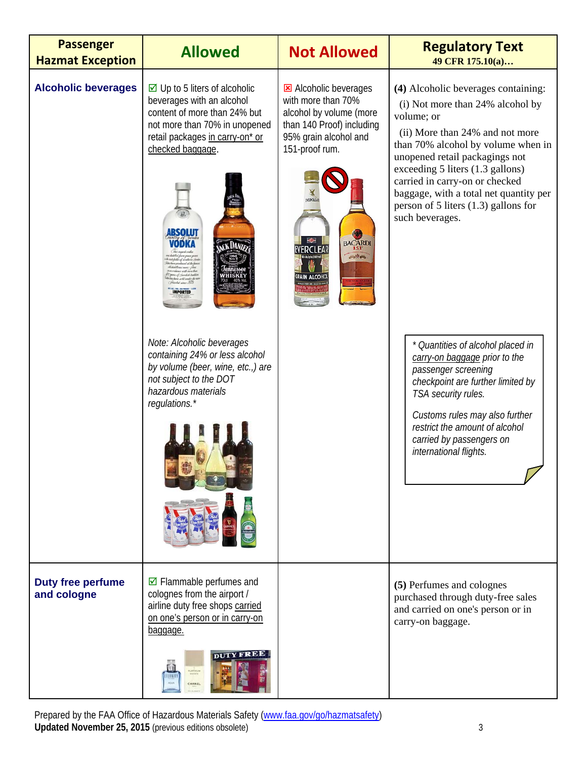| Passenger Hazmat Exception | Allowed | Not Allowed | Regulatory Text 49 CFR 175.10(a)… |
| --- | --- | --- | --- |
| **Alcoholic beverages** | ☑ Up to 5 liters of alcoholic beverages with an alcohol content of more than 24% but not more than 70% in unopened retail packages in carry-on* or checked baggage.<br><br>*Note: Alcoholic beverages containing 24% or less alcohol by volume (beer, wine, etc.,) are not subject to the DOT hazardous materials regulations.** | ☒ Alcoholic beverages with more than 70% alcohol by volume (more than 140 Proof) including 95% grain alcohol and 151-proof rum. | **(4)** Alcoholic beverages containing:<br>(i) Not more than 24% alcohol by volume; or<br>(ii) More than 24% and not more than 70% alcohol by volume when in unopened retail packagings not exceeding 5 liters (1.3 gallons) carried in carry-on or checked baggage, with a total net quantity per person of 5 liters (1.3) gallons for such beverages.<br><br>*\* Quantities of alcohol placed in carry-on baggage prior to the passenger screening checkpoint are further limited by TSA security rules.*<br><br>*Customs rules may also further restrict the amount of alcohol carried by passengers on international flights.* |
| **Duty free perfume and cologne** | ☑ Flammable perfumes and colognes from the airport / airline duty free shops carried on one's person or in carry-on baggage. | | **(5)** Perfumes and colognes purchased through duty-free sales and carried on one's person or in carry-on baggage. |

Prepared by the FAA Office of Hazardous Materials Safety (www.faa.gov/go/hazmatsafety)
**Updated November 25, 2015** (previous editions obsolete)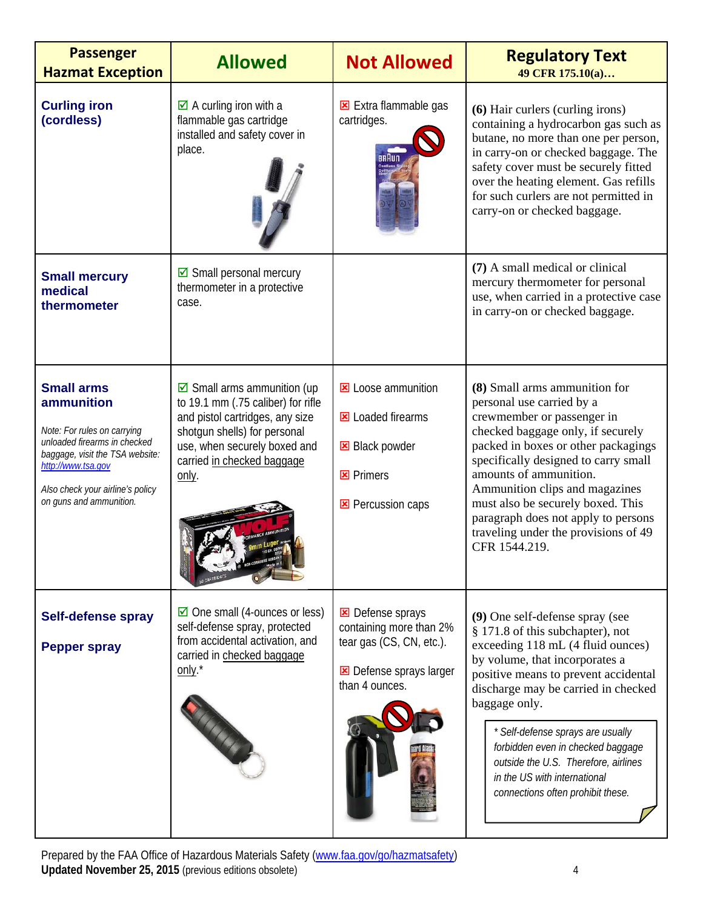| Passenger Hazmat Exception | Allowed | Not Allowed | Regulatory Text 49 CFR 175.10(a)… |
|---|---|---|---|
| **Curling iron (cordless)** | ☑ A curling iron with a flammable gas cartridge installed and safety cover in place. | ☒ Extra flammable gas cartridges. | **(6)** Hair curlers (curling irons) containing a hydrocarbon gas such as butane, no more than one per person, in carry-on or checked baggage. The safety cover must be securely fitted over the heating element. Gas refills for such curlers are not permitted in carry-on or checked baggage. |
| **Small mercury medical thermometer** | ☑ Small personal mercury thermometer in a protective case. | | **(7)** A small medical or clinical mercury thermometer for personal use, when carried in a protective case in carry-on or checked baggage. |
| **Small arms ammunition**<br><br>*Note: For rules on carrying unloaded firearms in checked baggage, visit the TSA website: [http://www.tsa.gov](http://www.tsa.gov)*<br><br>*Also check your airline's policy on guns and ammunition.* | ☑ Small arms ammunition (up to 19.1 mm (.75 caliber) for rifle and pistol cartridges, any size shotgun shells) for personal use, when securely boxed and carried <u>in checked baggage only</u>. | ☒ Loose ammunition<br><br>☒ Loaded firearms<br><br>☒ Black powder<br><br>☒ Primers<br><br>☒ Percussion caps | **(8)** Small arms ammunition for personal use carried by a crewmember or passenger in checked baggage only, if securely packed in boxes or other packagings specifically designed to carry small amounts of ammunition. Ammunition clips and magazines must also be securely boxed. This paragraph does not apply to persons traveling under the provisions of 49 CFR 1544.219. |
| **Self-defense spray**<br><br>**Pepper spray** | ☑ One small (4-ounces or less) self-defense spray, protected from accidental activation, and carried in <u>checked baggage only</u>.* | ☒ Defense sprays containing more than 2% tear gas (CS, CN, etc.).<br><br>☒ Defense sprays larger than 4 ounces. | **(9)** One self-defense spray (see § 171.8 of this subchapter), not exceeding 118 mL (4 fluid ounces) by volume, that incorporates a positive means to prevent accidental discharge may be carried in checked baggage only.<br><br>*\* Self-defense sprays are usually forbidden even in checked baggage outside the U.S. Therefore, airlines in the US with international connections often prohibit these.* |

Prepared by the FAA Office of Hazardous Materials Safety ([www.faa.gov/go/hazmatsafety](http://www.faa.gov/go/hazmatsafety))
**Updated November 25, 2015** (previous editions obsolete)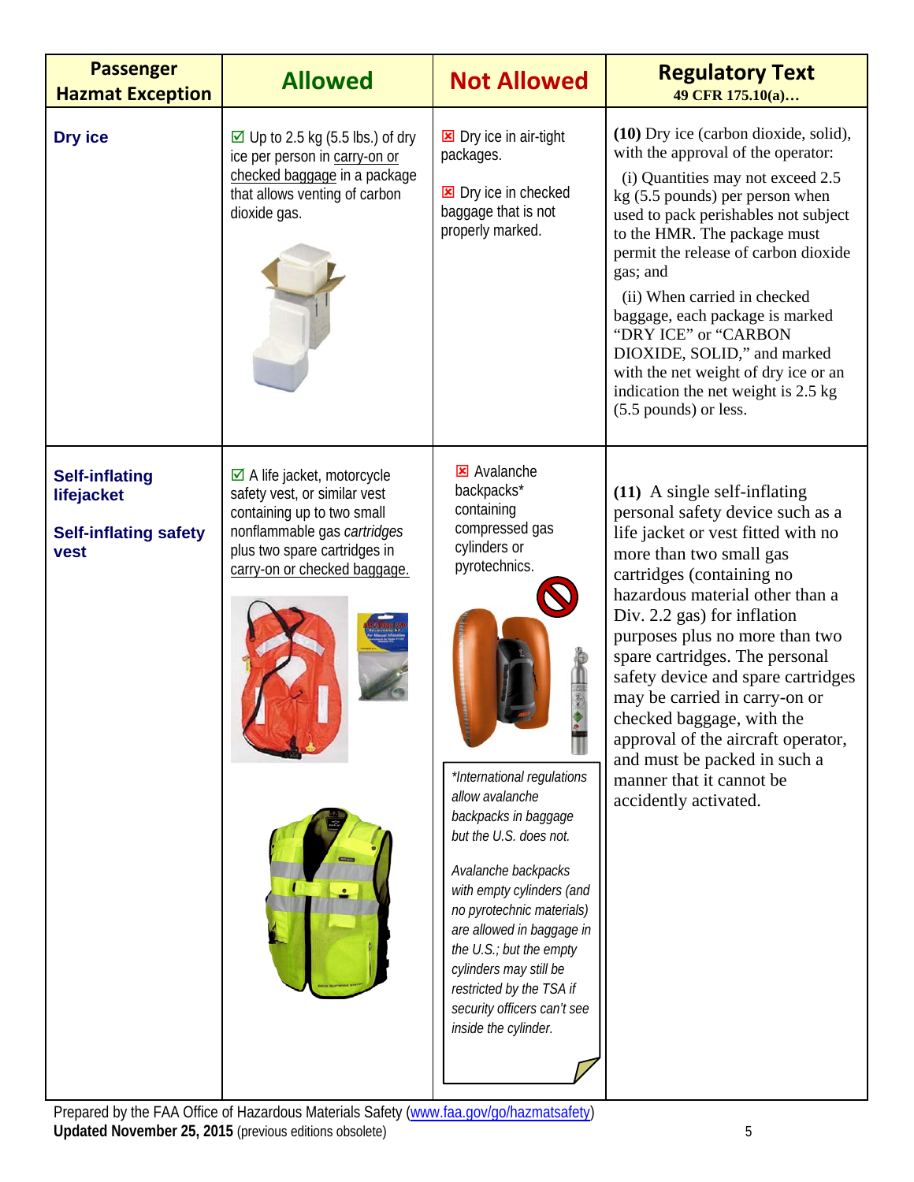| Passenger Hazmat Exception | Allowed | Not Allowed | Regulatory Text 49 CFR 175.10(a)… |
|---|---|---|---|
| **Dry ice** | ☑ Up to 2.5 kg (5.5 lbs.) of dry ice per person in carry-on or checked baggage in a package that allows venting of carbon dioxide gas. | ☒ Dry ice in air-tight packages.<br><br>☒ Dry ice in checked baggage that is not properly marked. | **(10)** Dry ice (carbon dioxide, solid), with the approval of the operator:<br><br>(i) Quantities may not exceed 2.5 kg (5.5 pounds) per person when used to pack perishables not subject to the HMR. The package must permit the release of carbon dioxide gas; and<br><br>(ii) When carried in checked baggage, each package is marked "DRY ICE" or "CARBON DIOXIDE, SOLID," and marked with the net weight of dry ice or an indication the net weight is 2.5 kg (5.5 pounds) or less. |
| **Self-inflating lifejacket**<br><br>**Self-inflating safety vest** | ☑ A life jacket, motorcycle safety vest, or similar vest containing up to two small nonflammable gas *cartridges* plus two spare cartridges in carry-on or checked baggage. | ☒ Avalanche backpacks* containing compressed gas cylinders or pyrotechnics.<br><br>*\*International regulations allow avalanche backpacks in baggage but the U.S. does not.*<br><br>*Avalanche backpacks with empty cylinders (and no pyrotechnic materials) are allowed in baggage in the U.S.; but the empty cylinders may still be restricted by the TSA if security officers can't see inside the cylinder.* | **(11)** A single self-inflating personal safety device such as a life jacket or vest fitted with no more than two small gas cartridges (containing no hazardous material other than a Div. 2.2 gas) for inflation purposes plus no more than two spare cartridges. The personal safety device and spare cartridges may be carried in carry-on or checked baggage, with the approval of the aircraft operator, and must be packed in such a manner that it cannot be accidently activated. |

Prepared by the FAA Office of Hazardous Materials Safety (www.faa.gov/go/hazmatsafety)
**Updated November 25, 2015** (previous editions obsolete)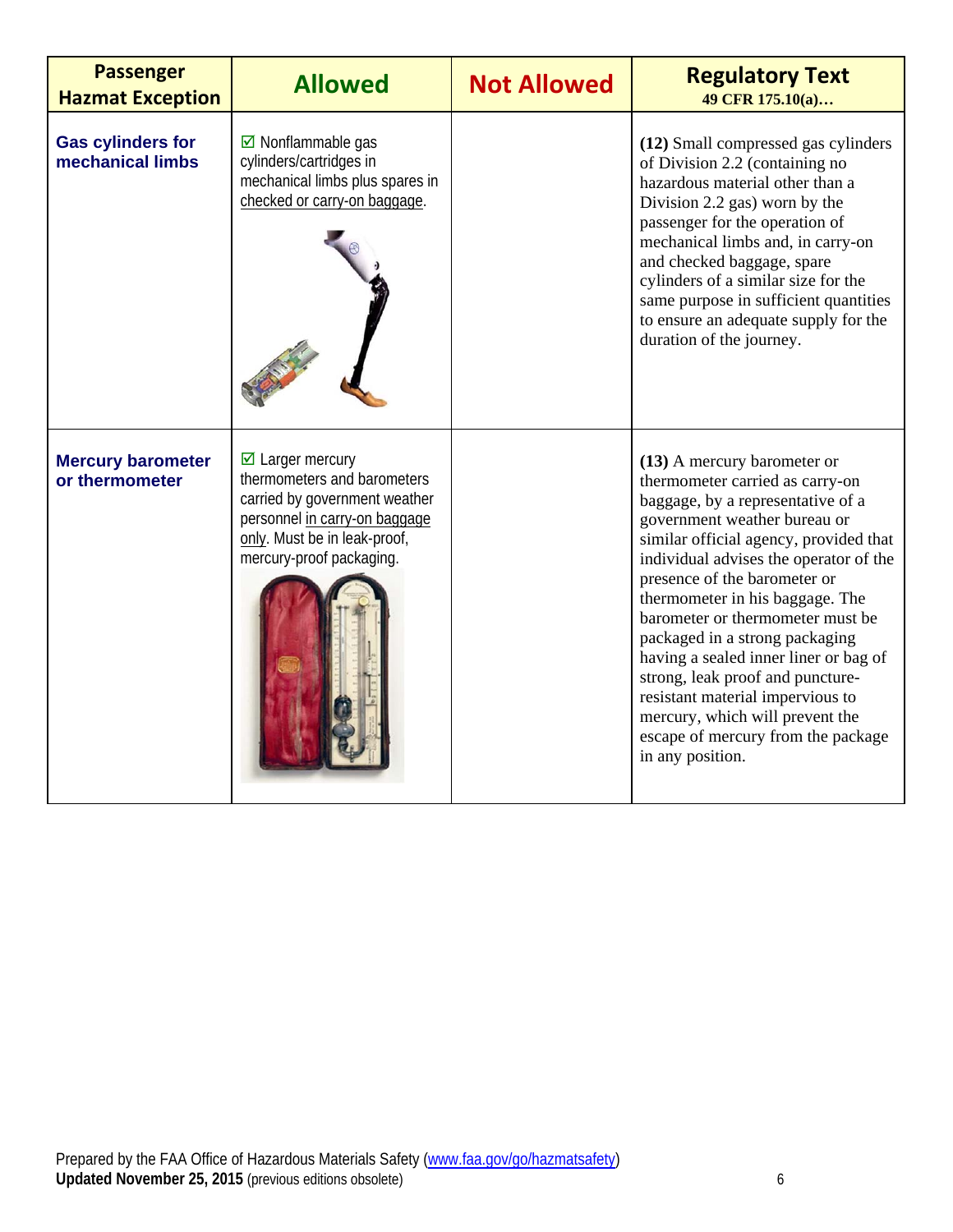| Passenger Hazmat Exception | Allowed | Not Allowed | Regulatory Text 49 CFR 175.10(a)… |
|---|---|---|---|
| **Gas cylinders for mechanical limbs** | ☑ Nonflammable gas cylinders/cartridges in mechanical limbs plus spares in checked or carry-on baggage. | | **(12)** Small compressed gas cylinders of Division 2.2 (containing no hazardous material other than a Division 2.2 gas) worn by the passenger for the operation of mechanical limbs and, in carry-on and checked baggage, spare cylinders of a similar size for the same purpose in sufficient quantities to ensure an adequate supply for the duration of the journey. |
| **Mercury barometer or thermometer** | ☑ Larger mercury thermometers and barometers carried by government weather personnel in carry-on baggage only. Must be in leak-proof, mercury-proof packaging. | | **(13)** A mercury barometer or thermometer carried as carry-on baggage, by a representative of a government weather bureau or similar official agency, provided that individual advises the operator of the presence of the barometer or thermometer in his baggage. The barometer or thermometer must be packaged in a strong packaging having a sealed inner liner or bag of strong, leak proof and puncture-resistant material impervious to mercury, which will prevent the escape of mercury from the package in any position. |

Prepared by the FAA Office of Hazardous Materials Safety (www.faa.gov/go/hazmatsafety)
**Updated November 25, 2015** (previous editions obsolete)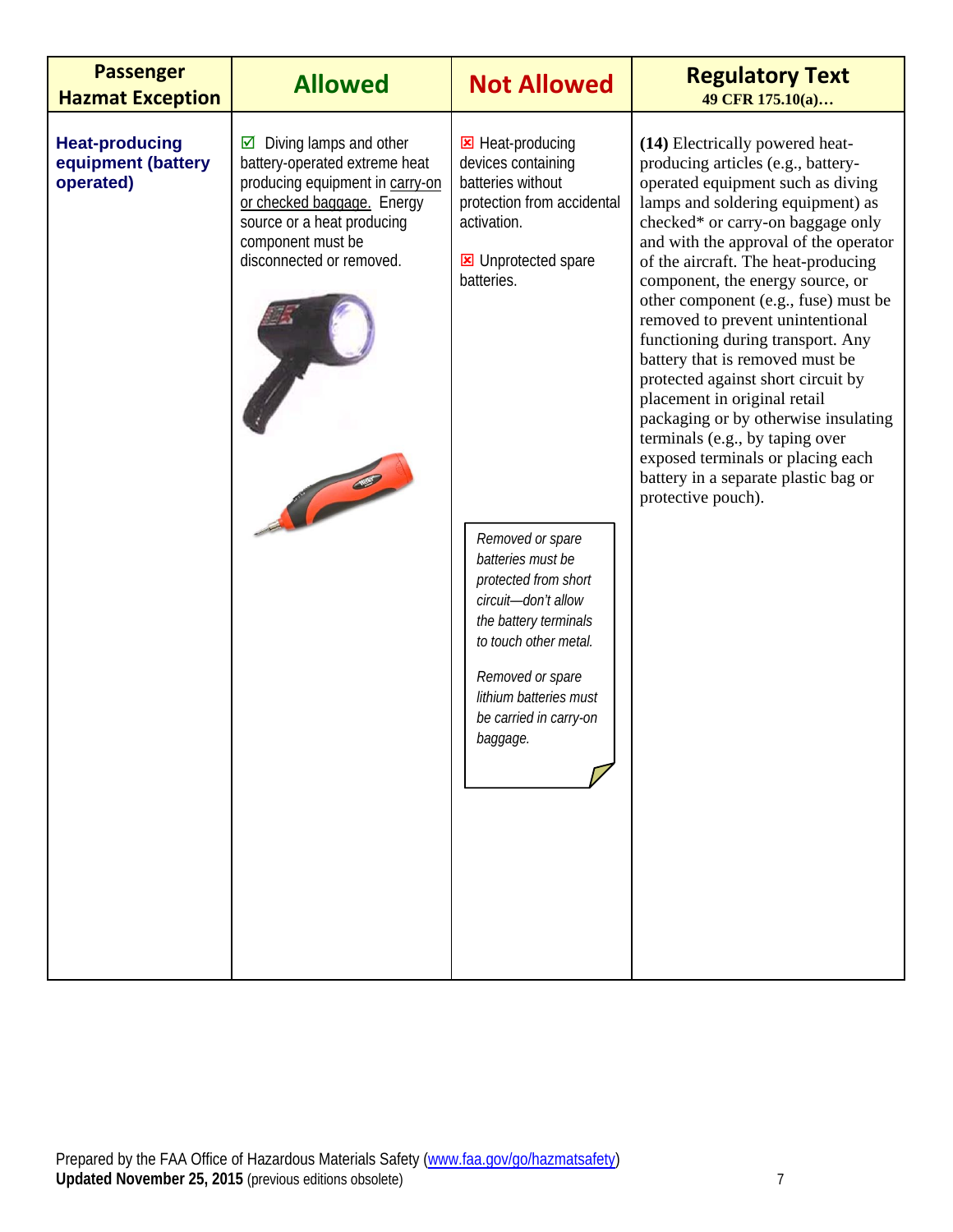| Passenger Hazmat Exception | Allowed | Not Allowed | Regulatory Text 49 CFR 175.10(a)… |
| --- | --- | --- | --- |
| **Heat-producing equipment (battery operated)** | ☑ Diving lamps and other battery-operated extreme heat producing equipment in carry-on or checked baggage. Energy source or a heat producing component must be disconnected or removed. | ☒ Heat-producing devices containing batteries without protection from accidental activation.<br><br>☒ Unprotected spare batteries.<br><br>*Removed or spare batteries must be protected from short circuit—don't allow the battery terminals to touch other metal.*<br><br>*Removed or spare lithium batteries must be carried in carry-on baggage.* | **(14)** Electrically powered heat-producing articles (e.g., battery-operated equipment such as diving lamps and soldering equipment) as checked* or carry-on baggage only and with the approval of the operator of the aircraft. The heat-producing component, the energy source, or other component (e.g., fuse) must be removed to prevent unintentional functioning during transport. Any battery that is removed must be protected against short circuit by placement in original retail packaging or by otherwise insulating terminals (e.g., by taping over exposed terminals or placing each battery in a separate plastic bag or protective pouch). |

Prepared by the FAA Office of Hazardous Materials Safety (www.faa.gov/go/hazmatsafety)
**Updated November 25, 2015** (previous editions obsolete)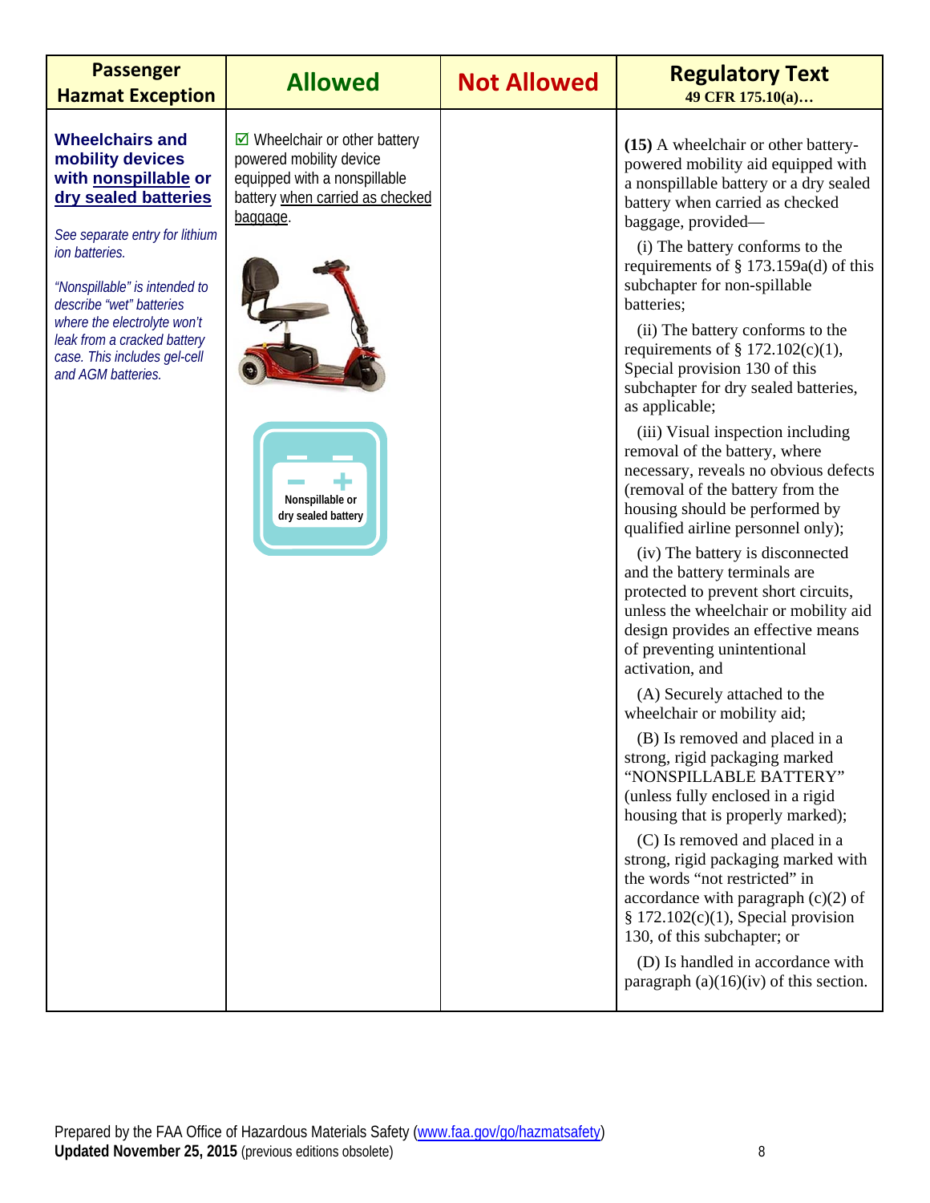| Passenger Hazmat Exception | Allowed | Not Allowed | Regulatory Text 49 CFR 175.10(a)… |
|---|---|---|---|
| **Wheelchairs and mobility devices with nonspillable or dry sealed batteries**<br><br>*See separate entry for lithium ion batteries.*<br><br>*"Nonspillable" is intended to describe "wet" batteries where the electrolyte won't leak from a cracked battery case. This includes gel-cell and AGM batteries.* | ☑ Wheelchair or other battery powered mobility device equipped with a nonspillable battery when carried as checked baggage.<br><br>Nonspillable or dry sealed battery | | **(15)** A wheelchair or other battery-powered mobility aid equipped with a nonspillable battery or a dry sealed battery when carried as checked baggage, provided—<br><br>(i) The battery conforms to the requirements of § 173.159a(d) of this subchapter for non-spillable batteries;<br><br>(ii) The battery conforms to the requirements of § 172.102(c)(1), Special provision 130 of this subchapter for dry sealed batteries, as applicable;<br><br>(iii) Visual inspection including removal of the battery, where necessary, reveals no obvious defects (removal of the battery from the housing should be performed by qualified airline personnel only);<br><br>(iv) The battery is disconnected and the battery terminals are protected to prevent short circuits, unless the wheelchair or mobility aid design provides an effective means of preventing unintentional activation, and<br><br>(A) Securely attached to the wheelchair or mobility aid;<br><br>(B) Is removed and placed in a strong, rigid packaging marked "NONSPILLABLE BATTERY" (unless fully enclosed in a rigid housing that is properly marked);<br><br>(C) Is removed and placed in a strong, rigid packaging marked with the words "not restricted" in accordance with paragraph (c)(2) of § 172.102(c)(1), Special provision 130, of this subchapter; or<br><br>(D) Is handled in accordance with paragraph (a)(16)(iv) of this section. |

Prepared by the FAA Office of Hazardous Materials Safety (www.faa.gov/go/hazmatsafety)
**Updated November 25, 2015** (previous editions obsolete)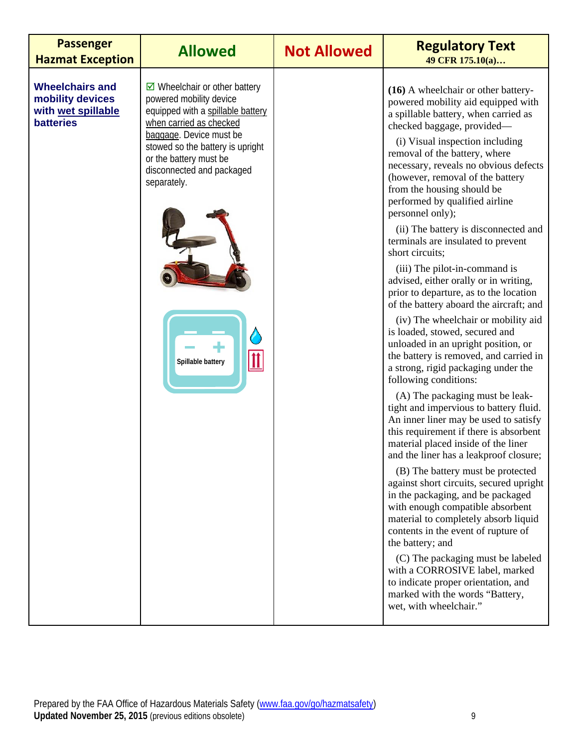| Passenger Hazmat Exception | Allowed | Not Allowed | Regulatory Text 49 CFR 175.10(a)… |
|---|---|---|---|
| **Wheelchairs and mobility devices with wet spillable batteries** | ☑ Wheelchair or other battery powered mobility device equipped with a spillable battery when carried as checked baggage. Device must be stowed so the battery is upright or the battery must be disconnected and packaged separately. | | **(16)** A wheelchair or other battery-powered mobility aid equipped with a spillable battery, when carried as checked baggage, provided— (i) Visual inspection including removal of the battery, where necessary, reveals no obvious defects (however, removal of the battery from the housing should be performed by qualified airline personnel only); (ii) The battery is disconnected and terminals are insulated to prevent short circuits; (iii) The pilot-in-command is advised, either orally or in writing, prior to departure, as to the location of the battery aboard the aircraft; and (iv) The wheelchair or mobility aid is loaded, stowed, secured and unloaded in an upright position, or the battery is removed, and carried in a strong, rigid packaging under the following conditions: (A) The packaging must be leak-tight and impervious to battery fluid. An inner liner may be used to satisfy this requirement if there is absorbent material placed inside of the liner and the liner has a leakproof closure; (B) The battery must be protected against short circuits, secured upright in the packaging, and be packaged with enough compatible absorbent material to completely absorb liquid contents in the event of rupture of the battery; and (C) The packaging must be labeled with a CORROSIVE label, marked to indicate proper orientation, and marked with the words "Battery, wet, with wheelchair." |

Prepared by the FAA Office of Hazardous Materials Safety (www.faa.gov/go/hazmatsafety)
**Updated November 25, 2015** (previous editions obsolete)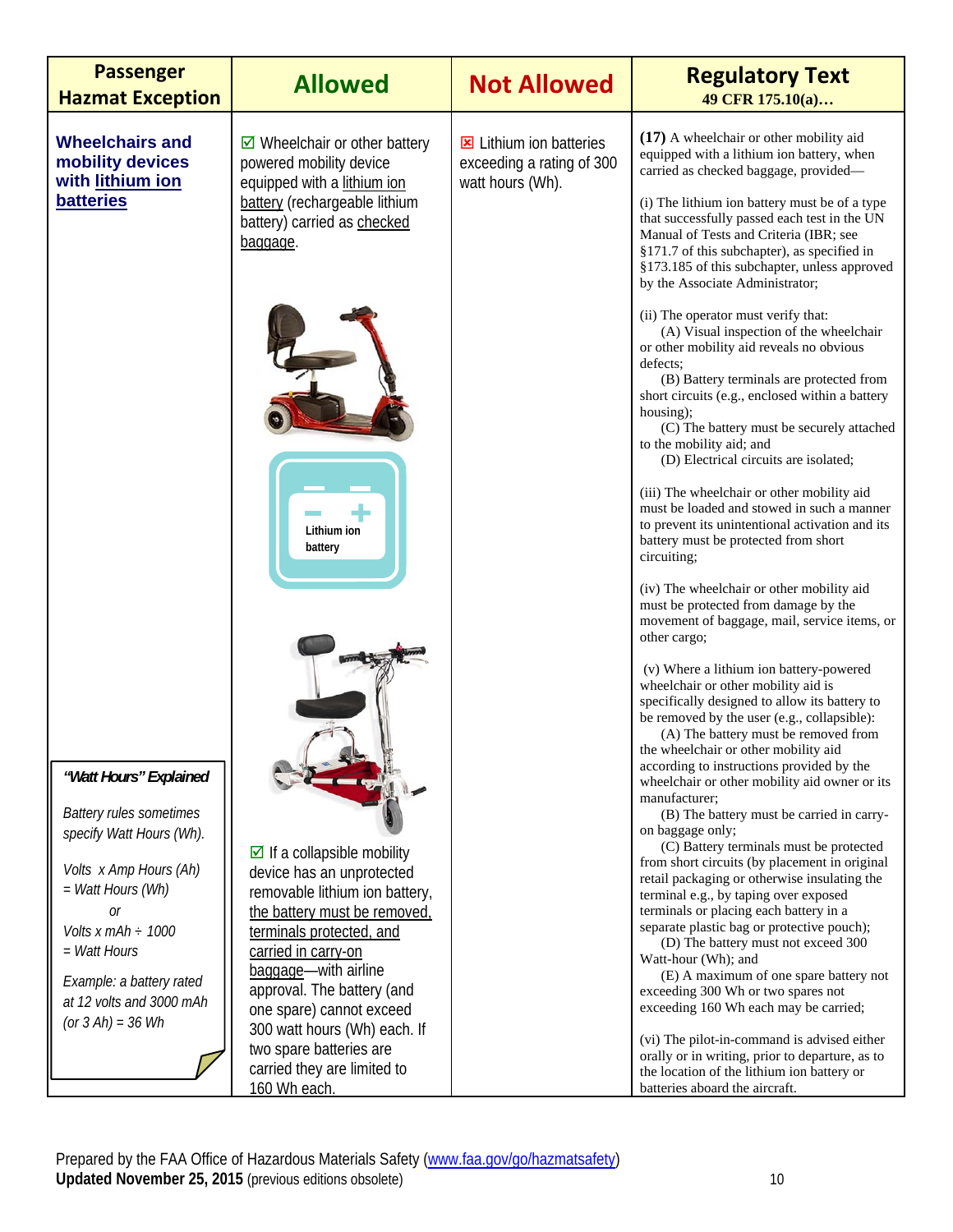| Passenger Hazmat Exception | Allowed | Not Allowed | Regulatory Text 49 CFR 175.10(a)… |
|---|---|---|---|
| **Wheelchairs and mobility devices with lithium ion batteries**<br><br>***"Watt Hours" Explained***<br><br>*Battery rules sometimes specify Watt Hours (Wh).*<br><br>*Volts x Amp Hours (Ah) = Watt Hours (Wh)*<br>*or*<br>*Volts x mAh ÷ 1000 = Watt Hours*<br><br>*Example: a battery rated at 12 volts and 3000 mAh (or 3 Ah) = 36 Wh* | ☑ Wheelchair or other battery powered mobility device equipped with a lithium ion battery (rechargeable lithium battery) carried as checked baggage.<br><br>Lithium ion battery<br><br>☑ If a collapsible mobility device has an unprotected removable lithium ion battery, the battery must be removed, terminals protected, and carried in carry-on baggage—with airline approval. The battery (and one spare) cannot exceed 300 watt hours (Wh) each. If two spare batteries are carried they are limited to 160 Wh each. | ☒ Lithium ion batteries exceeding a rating of 300 watt hours (Wh). | **(17)** A wheelchair or other mobility aid equipped with a lithium ion battery, when carried as checked baggage, provided—<br><br>(i) The lithium ion battery must be of a type that successfully passed each test in the UN Manual of Tests and Criteria (IBR; see §171.7 of this subchapter), as specified in §173.185 of this subchapter, unless approved by the Associate Administrator;<br><br>(ii) The operator must verify that:<br>(A) Visual inspection of the wheelchair or other mobility aid reveals no obvious defects;<br>(B) Battery terminals are protected from short circuits (e.g., enclosed within a battery housing);<br>(C) The battery must be securely attached to the mobility aid; and<br>(D) Electrical circuits are isolated;<br><br>(iii) The wheelchair or other mobility aid must be loaded and stowed in such a manner to prevent its unintentional activation and its battery must be protected from short circuiting;<br><br>(iv) The wheelchair or other mobility aid must be protected from damage by the movement of baggage, mail, service items, or other cargo;<br><br>(v) Where a lithium ion battery-powered wheelchair or other mobility aid is specifically designed to allow its battery to be removed by the user (e.g., collapsible):<br>(A) The battery must be removed from the wheelchair or other mobility aid according to instructions provided by the wheelchair or other mobility aid owner or its manufacturer;<br>(B) The battery must be carried in carry-on baggage only;<br>(C) Battery terminals must be protected from short circuits (by placement in original retail packaging or otherwise insulating the terminal e.g., by taping over exposed terminals or placing each battery in a separate plastic bag or protective pouch);<br>(D) The battery must not exceed 300 Watt-hour (Wh); and<br>(E) A maximum of one spare battery not exceeding 300 Wh or two spares not exceeding 160 Wh each may be carried;<br><br>(vi) The pilot-in-command is advised either orally or in writing, prior to departure, as to the location of the lithium ion battery or batteries aboard the aircraft. |

Prepared by the FAA Office of Hazardous Materials Safety (www.faa.gov/go/hazmatsafety)
**Updated November 25, 2015** (previous editions obsolete)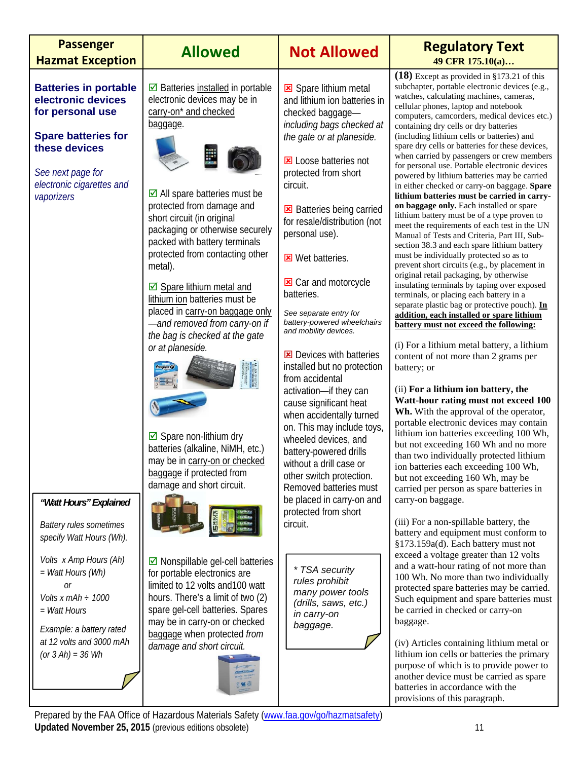| Passenger Hazmat Exception | Allowed | Not Allowed | Regulatory Text 49 CFR 175.10(a)… |
|---|---|---|---|
| **Batteries in portable electronic devices for personal use**<br><br>**Spare batteries for these devices**<br><br>*See next page for electronic cigarettes and vaporizers*<br><br>***"Watt Hours" Explained***<br><br>*Battery rules sometimes specify Watt Hours (Wh).*<br><br>*Volts x Amp Hours (Ah) = Watt Hours (Wh)*<br>*or*<br>*Volts x mAh ÷ 1000 = Watt Hours*<br><br>*Example: a battery rated at 12 volts and 3000 mAh (or 3 Ah) = 36 Wh* | ☑ Batteries installed in portable electronic devices may be in carry-on* and checked baggage.<br><br>☑ All spare batteries must be protected from damage and short circuit (in original packaging or otherwise securely packed with battery terminals protected from contacting other metal).<br><br>☑ Spare lithium metal and lithium ion batteries must be placed in carry-on baggage only—*and removed from carry-on if the bag is checked at the gate or at planeside.*<br><br>☑ Spare non-lithium dry batteries (alkaline, NiMH, etc.) may be in carry-on or checked baggage if protected from damage and short circuit.<br><br>☑ Nonspillable gel-cell batteries for portable electronics are limited to 12 volts and100 watt hours. There's a limit of two (2) spare gel-cell batteries. Spares may be in carry-on or checked baggage when protected *from damage and short circuit.* | ☒ Spare lithium metal and lithium ion batteries in checked baggage—*including bags checked at the gate or at planeside.*<br><br>☒ Loose batteries not protected from short circuit.<br><br>☒ Batteries being carried for resale/distribution (not personal use).<br><br>☒ Wet batteries.<br><br>☒ Car and motorcycle batteries.<br><br>*See separate entry for battery-powered wheelchairs and mobility devices.*<br><br>☒ Devices with batteries installed but no protection from accidental activation—if they can cause significant heat when accidentally turned on. This may include toys, wheeled devices, and battery-powered drills without a drill case or other switch protection. Removed batteries must be placed in carry-on and protected from short circuit.<br><br>*\* TSA security rules prohibit many power tools (drills, saws, etc.) in carry-on baggage.* | **(18)** Except as provided in §173.21 of this subchapter, portable electronic devices (e.g., watches, calculating machines, cameras, cellular phones, laptop and notebook computers, camcorders, medical devices etc.) containing dry cells or dry batteries (including lithium cells or batteries) and spare dry cells or batteries for these devices, when carried by passengers or crew members for personal use. Portable electronic devices powered by lithium batteries may be carried in either checked or carry-on baggage. **Spare lithium batteries must be carried in carry-on baggage only.** Each installed or spare lithium battery must be of a type proven to meet the requirements of each test in the UN Manual of Tests and Criteria, Part III, Sub-section 38.3 and each spare lithium battery must be individually protected so as to prevent short circuits (e.g., by placement in original retail packaging, by otherwise insulating terminals by taping over exposed terminals, or placing each battery in a separate plastic bag or protective pouch). **In addition, each installed or spare lithium battery must not exceed the following:**<br><br>(i) For a lithium metal battery, a lithium content of not more than 2 grams per battery; or<br><br>(ii) **For a lithium ion battery, the Watt-hour rating must not exceed 100 Wh.** With the approval of the operator, portable electronic devices may contain lithium ion batteries exceeding 100 Wh, but not exceeding 160 Wh and no more than two individually protected lithium ion batteries each exceeding 100 Wh, but not exceeding 160 Wh, may be carried per person as spare batteries in carry-on baggage.<br><br>(iii) For a non-spillable battery, the battery and equipment must conform to §173.159a(d). Each battery must not exceed a voltage greater than 12 volts and a watt-hour rating of not more than 100 Wh. No more than two individually protected spare batteries may be carried. Such equipment and spare batteries must be carried in checked or carry-on baggage.<br><br>(iv) Articles containing lithium metal or lithium ion cells or batteries the primary purpose of which is to provide power to another device must be carried as spare batteries in accordance with the provisions of this paragraph. |

Prepared by the FAA Office of Hazardous Materials Safety (www.faa.gov/go/hazmatsafety)
**Updated November 25, 2015** (previous editions obsolete)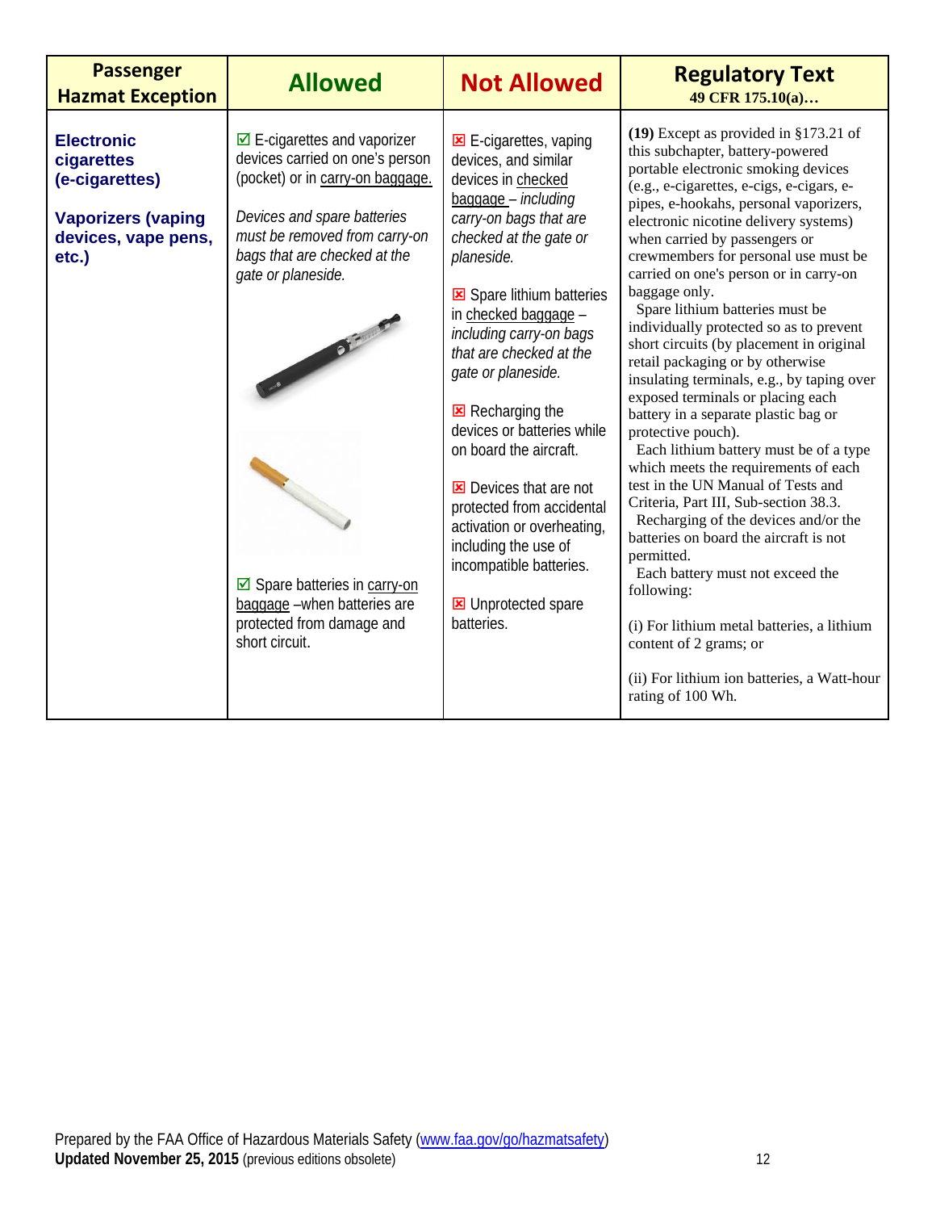| Passenger Hazmat Exception | Allowed | Not Allowed | Regulatory Text 49 CFR 175.10(a)… |
|---|---|---|---|
| **Electronic cigarettes (e-cigarettes)**<br><br>**Vaporizers (vaping devices, vape pens, etc.)** | ☑ E-cigarettes and vaporizer devices carried on one's person (pocket) or in carry-on baggage.<br><br>*Devices and spare batteries must be removed from carry-on bags that are checked at the gate or planeside.*<br><br>☑ Spare batteries in carry-on baggage –when batteries are protected from damage and short circuit. | ☒ E-cigarettes, vaping devices, and similar devices in checked baggage – *including carry-on bags that are checked at the gate or planeside.*<br><br>☒ Spare lithium batteries in checked baggage – *including carry-on bags that are checked at the gate or planeside.*<br><br>☒ Recharging the devices or batteries while on board the aircraft.<br><br>☒ Devices that are not protected from accidental activation or overheating, including the use of incompatible batteries.<br><br>☒ Unprotected spare batteries. | **(19)** Except as provided in §173.21 of this subchapter, battery-powered portable electronic smoking devices (e.g., e-cigarettes, e-cigs, e-cigars, e-pipes, e-hookahs, personal vaporizers, electronic nicotine delivery systems) when carried by passengers or crewmembers for personal use must be carried on one's person or in carry-on baggage only.<br>Spare lithium batteries must be individually protected so as to prevent short circuits (by placement in original retail packaging or by otherwise insulating terminals, e.g., by taping over exposed terminals or placing each battery in a separate plastic bag or protective pouch).<br>Each lithium battery must be of a type which meets the requirements of each test in the UN Manual of Tests and Criteria, Part III, Sub-section 38.3.<br>Recharging of the devices and/or the batteries on board the aircraft is not permitted.<br>Each battery must not exceed the following:<br><br>(i) For lithium metal batteries, a lithium content of 2 grams; or<br><br>(ii) For lithium ion batteries, a Watt-hour rating of 100 Wh. |

Prepared by the FAA Office of Hazardous Materials Safety (www.faa.gov/go/hazmatsafety)
**Updated November 25, 2015** (previous editions obsolete)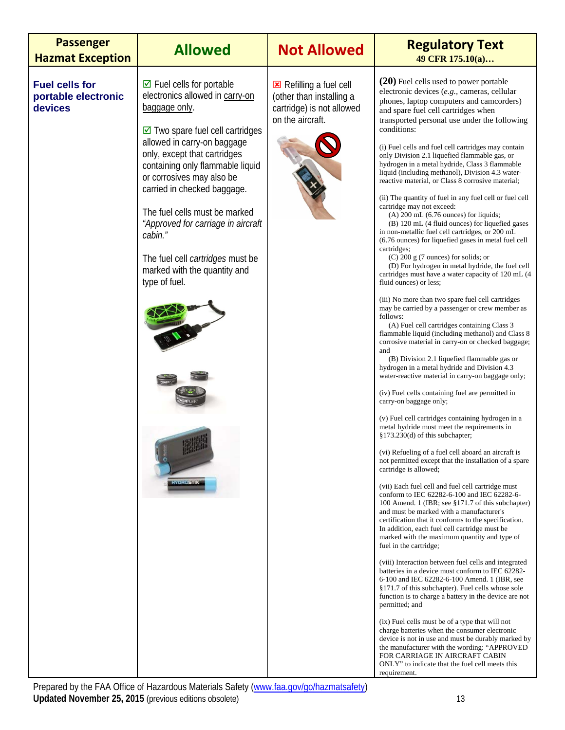| Passenger Hazmat Exception | Allowed | Not Allowed | Regulatory Text 49 CFR 175.10(a)… |
|---|---|---|---|
| **Fuel cells for portable electronic devices** | ☑ Fuel cells for portable electronics allowed in carry-on baggage only.<br><br>☑ Two spare fuel cell cartridges allowed in carry-on baggage only, except that cartridges containing only flammable liquid or corrosives may also be carried in checked baggage.<br><br>The fuel cells must be marked *"Approved for carriage in aircraft cabin."*<br><br>The fuel cell *cartridges* must be marked with the quantity and type of fuel. | ☒ Refilling a fuel cell (other than installing a cartridge) is not allowed on the aircraft. | **(20)** Fuel cells used to power portable electronic devices (*e.g.*, cameras, cellular phones, laptop computers and camcorders) and spare fuel cell cartridges when transported personal use under the following conditions:<br><br>(i) Fuel cells and fuel cell cartridges may contain only Division 2.1 liquefied flammable gas, or hydrogen in a metal hydride, Class 3 flammable liquid (including methanol), Division 4.3 water-reactive material, or Class 8 corrosive material;<br><br>(ii) The quantity of fuel in any fuel cell or fuel cell cartridge may not exceed:<br>(A) 200 mL (6.76 ounces) for liquids;<br>(B) 120 mL (4 fluid ounces) for liquefied gases in non-metallic fuel cell cartridges, or 200 mL (6.76 ounces) for liquefied gases in metal fuel cell cartridges;<br>(C) 200 g (7 ounces) for solids; or<br>(D) For hydrogen in metal hydride, the fuel cell cartridges must have a water capacity of 120 mL (4 fluid ounces) or less;<br><br>(iii) No more than two spare fuel cell cartridges may be carried by a passenger or crew member as follows:<br>(A) Fuel cell cartridges containing Class 3 flammable liquid (including methanol) and Class 8 corrosive material in carry-on or checked baggage; and<br>(B) Division 2.1 liquefied flammable gas or hydrogen in a metal hydride and Division 4.3 water-reactive material in carry-on baggage only;<br><br>(iv) Fuel cells containing fuel are permitted in carry-on baggage only;<br><br>(v) Fuel cell cartridges containing hydrogen in a metal hydride must meet the requirements in §173.230(d) of this subchapter;<br><br>(vi) Refueling of a fuel cell aboard an aircraft is not permitted except that the installation of a spare cartridge is allowed;<br><br>(vii) Each fuel cell and fuel cell cartridge must conform to IEC 62282-6-100 and IEC 62282-6-100 Amend. 1 (IBR; see §171.7 of this subchapter) and must be marked with a manufacturer's certification that it conforms to the specification. In addition, each fuel cell cartridge must be marked with the maximum quantity and type of fuel in the cartridge;<br><br>(viii) Interaction between fuel cells and integrated batteries in a device must conform to IEC 62282-6-100 and IEC 62282-6-100 Amend. 1 (IBR, see §171.7 of this subchapter). Fuel cells whose sole function is to charge a battery in the device are not permitted; and<br><br>(ix) Fuel cells must be of a type that will not charge batteries when the consumer electronic device is not in use and must be durably marked by the manufacturer with the wording: "APPROVED FOR CARRIAGE IN AIRCRAFT CABIN ONLY" to indicate that the fuel cell meets this requirement. |

Prepared by the FAA Office of Hazardous Materials Safety (www.faa.gov/go/hazmatsafety)
**Updated November 25, 2015** (previous editions obsolete)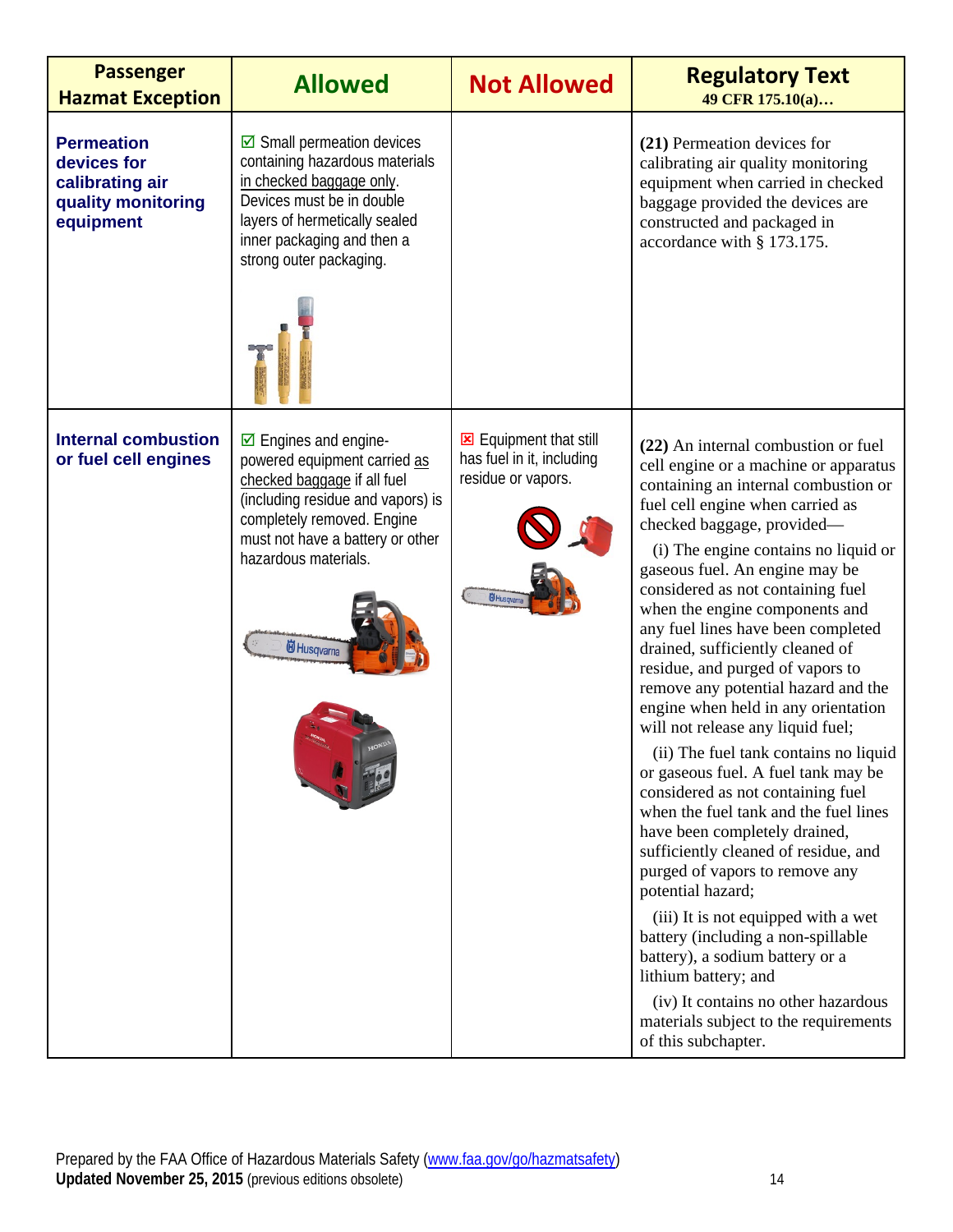| Passenger Hazmat Exception | Allowed | Not Allowed | Regulatory Text 49 CFR 175.10(a)… |
|---|---|---|---|
| **Permeation devices for calibrating air quality monitoring equipment** | ☑ Small permeation devices containing hazardous materials in checked baggage only. Devices must be in double layers of hermetically sealed inner packaging and then a strong outer packaging. | | **(21)** Permeation devices for calibrating air quality monitoring equipment when carried in checked baggage provided the devices are constructed and packaged in accordance with § 173.175. |
| **Internal combustion or fuel cell engines** | ☑ Engines and engine-powered equipment carried as checked baggage if all fuel (including residue and vapors) is completely removed. Engine must not have a battery or other hazardous materials. | ☒ Equipment that still has fuel in it, including residue or vapors. | **(22)** An internal combustion or fuel cell engine or a machine or apparatus containing an internal combustion or fuel cell engine when carried as checked baggage, provided—<br><br>(i) The engine contains no liquid or gaseous fuel. An engine may be considered as not containing fuel when the engine components and any fuel lines have been completed drained, sufficiently cleaned of residue, and purged of vapors to remove any potential hazard and the engine when held in any orientation will not release any liquid fuel;<br><br>(ii) The fuel tank contains no liquid or gaseous fuel. A fuel tank may be considered as not containing fuel when the fuel tank and the fuel lines have been completely drained, sufficiently cleaned of residue, and purged of vapors to remove any potential hazard;<br><br>(iii) It is not equipped with a wet battery (including a non-spillable battery), a sodium battery or a lithium battery; and<br><br>(iv) It contains no other hazardous materials subject to the requirements of this subchapter. |

Prepared by the FAA Office of Hazardous Materials Safety (www.faa.gov/go/hazmatsafety)
**Updated November 25, 2015** (previous editions obsolete)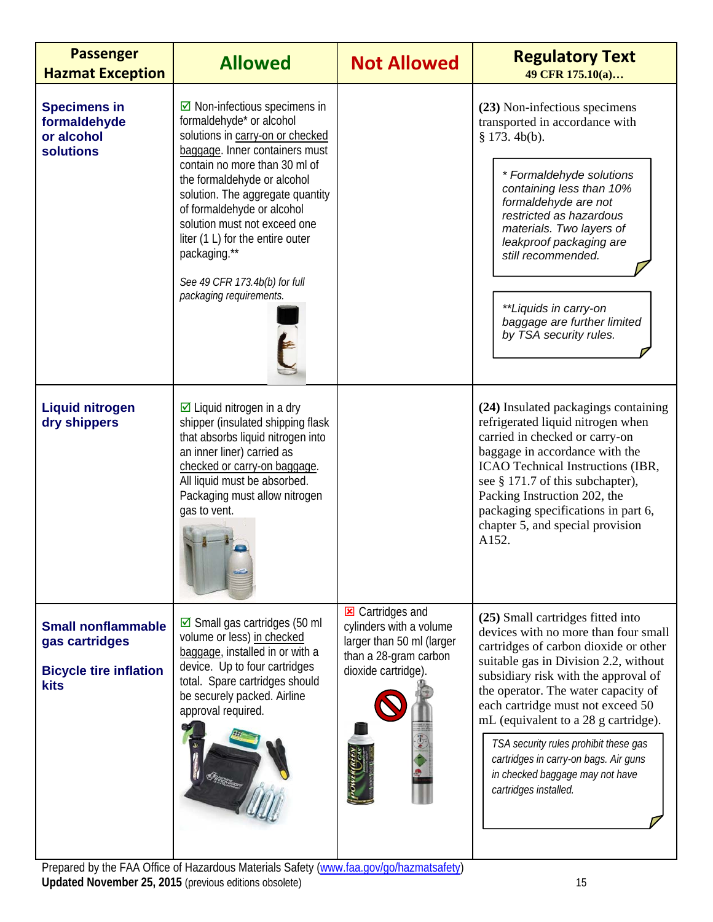| Passenger Hazmat Exception | Allowed | Not Allowed | Regulatory Text 49 CFR 175.10(a)… |
|---|---|---|---|
| **Specimens in formaldehyde or alcohol solutions** | ☑ Non-infectious specimens in formaldehyde* or alcohol solutions in carry-on or checked baggage. Inner containers must contain no more than 30 ml of the formaldehyde or alcohol solution. The aggregate quantity of formaldehyde or alcohol solution must not exceed one liter (1 L) for the entire outer packaging.** *See 49 CFR 173.4b(b) for full packaging requirements.* | | **(23)** Non-infectious specimens transported in accordance with § 173. 4b(b). *\* Formaldehyde solutions containing less than 10% formaldehyde are not restricted as hazardous materials. Two layers of leakproof packaging are still recommended.* *\*\*Liquids in carry-on baggage are further limited by TSA security rules.* |
| **Liquid nitrogen dry shippers** | ☑ Liquid nitrogen in a dry shipper (insulated shipping flask that absorbs liquid nitrogen into an inner liner) carried as checked or carry-on baggage. All liquid must be absorbed. Packaging must allow nitrogen gas to vent. | | **(24)** Insulated packagings containing refrigerated liquid nitrogen when carried in checked or carry-on baggage in accordance with the ICAO Technical Instructions (IBR, see § 171.7 of this subchapter), Packing Instruction 202, the packaging specifications in part 6, chapter 5, and special provision A152. |
| **Small nonflammable gas cartridges** **Bicycle tire inflation kits** | ☑ Small gas cartridges (50 ml volume or less) in checked baggage, installed in or with a device. Up to four cartridges total. Spare cartridges should be securely packed. Airline approval required. | ☒ Cartridges and cylinders with a volume larger than 50 ml (larger than a 28-gram carbon dioxide cartridge). | **(25)** Small cartridges fitted into devices with no more than four small cartridges of carbon dioxide or other suitable gas in Division 2.2, without subsidiary risk with the approval of the operator. The water capacity of each cartridge must not exceed 50 mL (equivalent to a 28 g cartridge). *TSA security rules prohibit these gas cartridges in carry-on bags. Air guns in checked baggage may not have cartridges installed.* |

Prepared by the FAA Office of Hazardous Materials Safety (www.faa.gov/go/hazmatsafety)
**Updated November 25, 2015** (previous editions obsolete)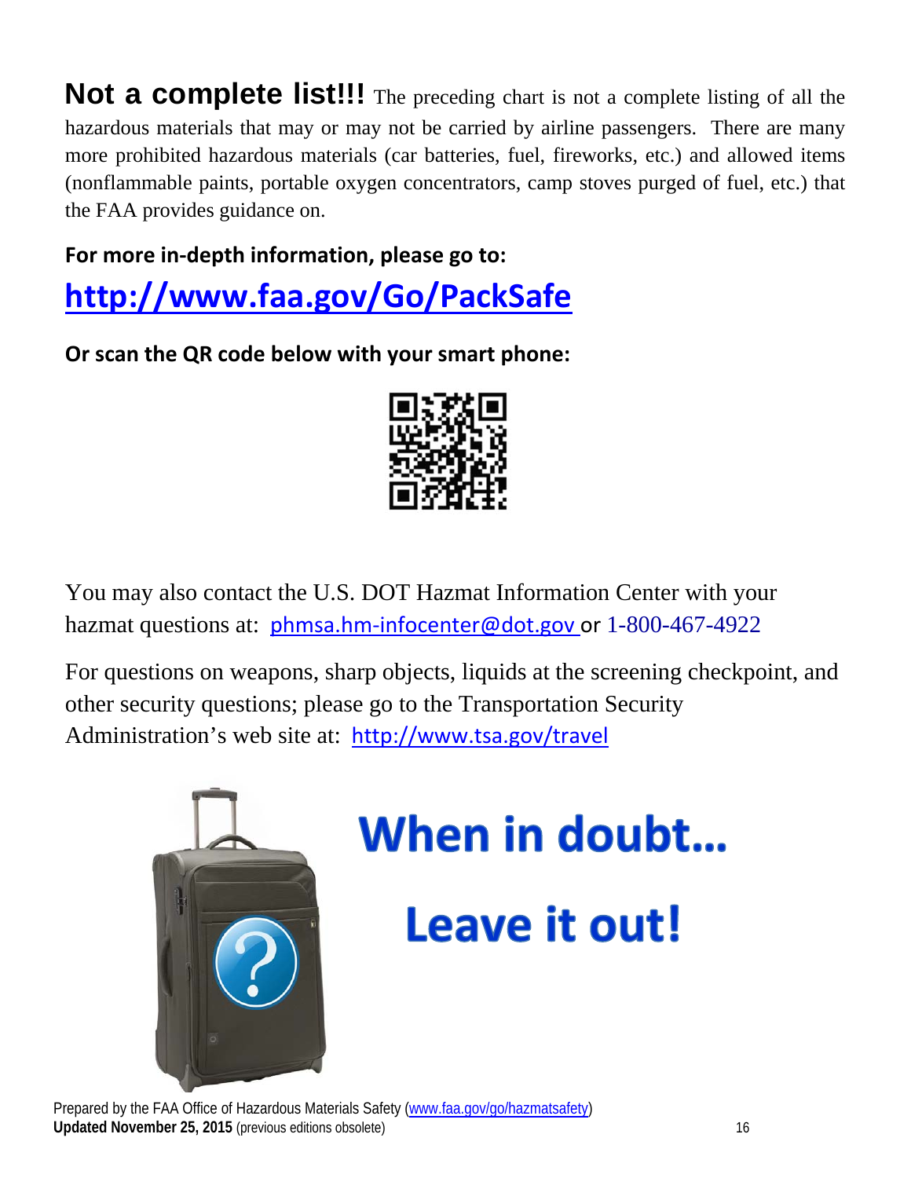**Not a complete list!!!** The preceding chart is not a complete listing of all the hazardous materials that may or may not be carried by airline passengers. There are many more prohibited hazardous materials (car batteries, fuel, fireworks, etc.) and allowed items (nonflammable paints, portable oxygen concentrators, camp stoves purged of fuel, etc.) that the FAA provides guidance on.

**For more in-depth information, please go to:**

## http://www.faa.gov/Go/PackSafe

**Or scan the QR code below with your smart phone:**

You may also contact the U.S. DOT Hazmat Information Center with your hazmat questions at: phmsa.hm-infocenter@dot.gov or 1-800-467-4922

For questions on weapons, sharp objects, liquids at the screening checkpoint, and other security questions; please go to the Transportation Security Administration's web site at: http://www.tsa.gov/travel

# When in doubt…

# Leave it out!

Prepared by the FAA Office of Hazardous Materials Safety (www.faa.gov/go/hazmatsafety)
**Updated November 25, 2015** (previous editions obsolete)